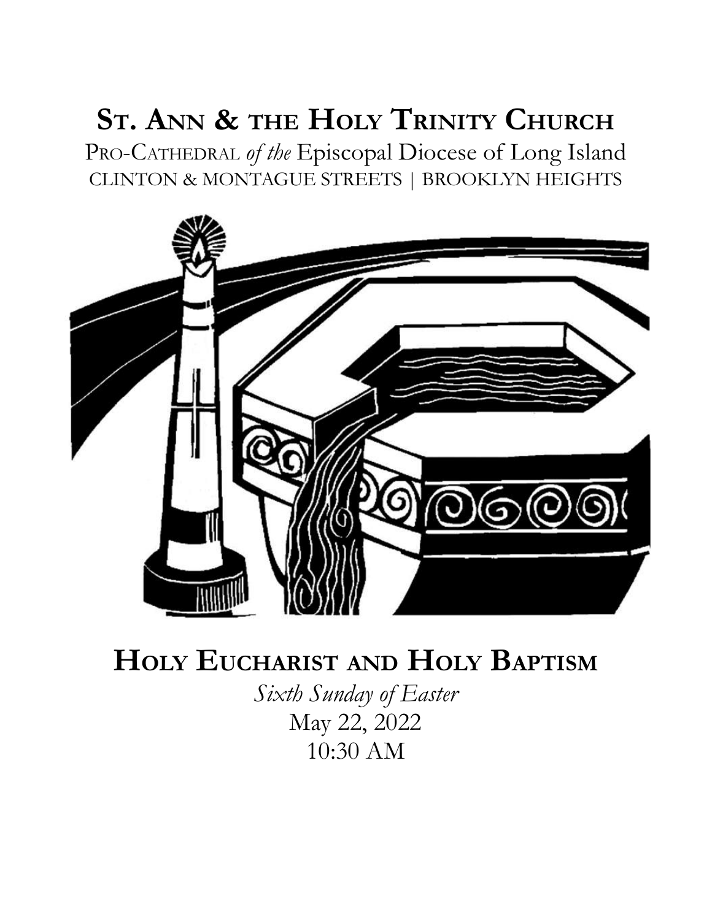# St. Ann & the Holy Trinity Church

Pro-Cathedral *of the* Episcopal Diocese of Long Island
CLINTON & MONTAGUE STREETS | BROOKLYN HEIGHTS

## Holy Eucharist and Holy Baptism

*Sixth Sunday of Easter*
May 22, 2022
10:30 AM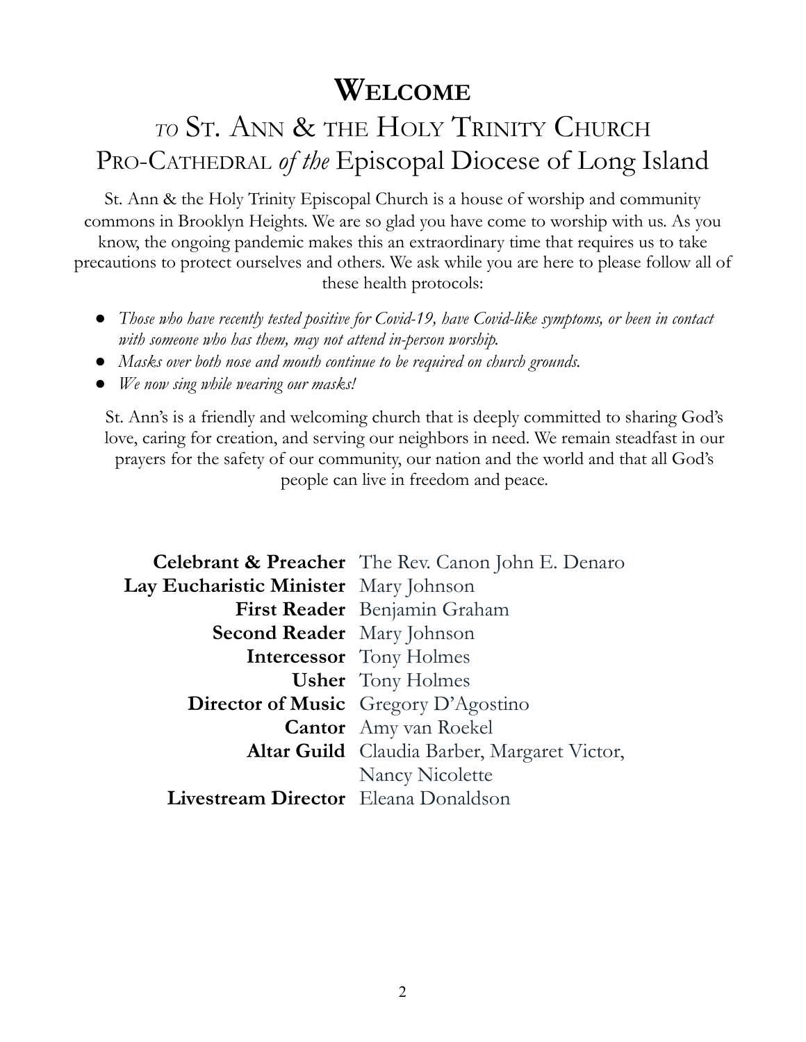# Welcome

## *to* St. Ann & the Holy Trinity Church Pro-Cathedral *of the* Episcopal Diocese of Long Island

St. Ann & the Holy Trinity Episcopal Church is a house of worship and community commons in Brooklyn Heights. We are so glad you have come to worship with us. As you know, the ongoing pandemic makes this an extraordinary time that requires us to take precautions to protect ourselves and others. We ask while you are here to please follow all of these health protocols:

- *Those who have recently tested positive for Covid-19, have Covid-like symptoms, or been in contact with someone who has them, may not attend in-person worship.*
- *Masks over both nose and mouth continue to be required on church grounds.*
- *We now sing while wearing our masks!*

St. Ann's is a friendly and welcoming church that is deeply committed to sharing God's love, caring for creation, and serving our neighbors in need. We remain steadfast in our prayers for the safety of our community, our nation and the world and that all God's people can live in freedom and peace.

| | |
|---|---|
| **Celebrant & Preacher** | The Rev. Canon John E. Denaro |
| **Lay Eucharistic Minister** | Mary Johnson |
| **First Reader** | Benjamin Graham |
| **Second Reader** | Mary Johnson |
| **Intercessor** | Tony Holmes |
| **Usher** | Tony Holmes |
| **Director of Music** | Gregory D'Agostino |
| **Cantor** | Amy van Roekel |
| **Altar Guild** | Claudia Barber, Margaret Victor, Nancy Nicolette |
| **Livestream Director** | Eleana Donaldson |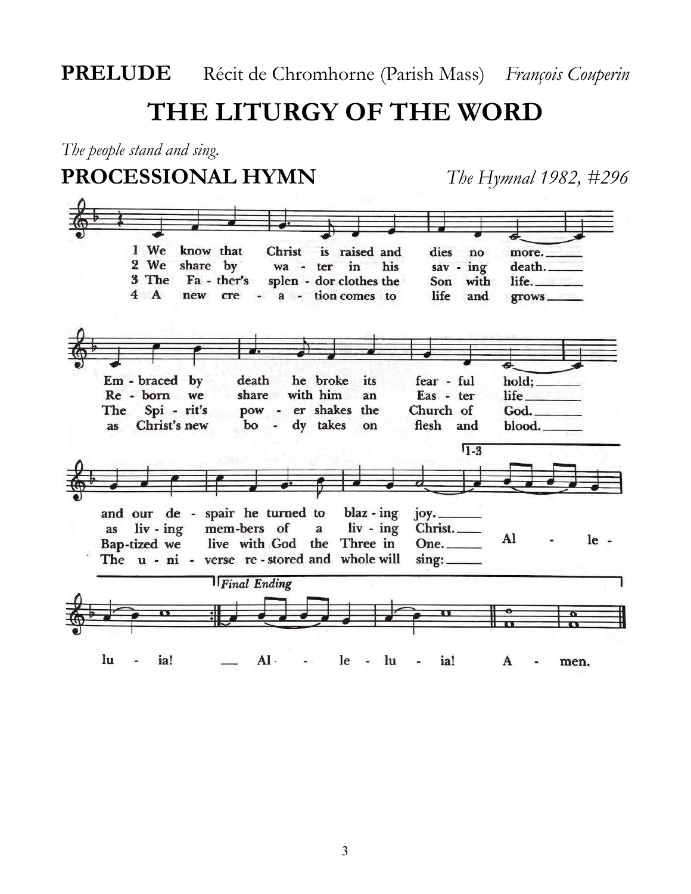**PRELUDE** Récit de Chromhorne (Parish Mass) *François Couperin*

# THE LITURGY OF THE WORD

*The people stand and sing.*

**PROCESSIONAL HYMN** *The Hymnal 1982, #296*

1 We know that Christ is raised and dies no more.
Embraced by death he broke its fearful hold;
and our despair he turned to blazing joy.
Alleluia!

2 We share by water in his saving death.
Reborn we share with him an Easter life
as living members of a living Christ.
Alleluia!

3 The Father's splendor clothes the Son with life.
The Spirit's power shakes the Church of God.
Baptized we live with God the Three in One.
Alleluia!

4 A new creation comes to life and grows
as Christ's new body takes on flesh and blood.
The universe restored and whole will sing:
Alleluia! Amen.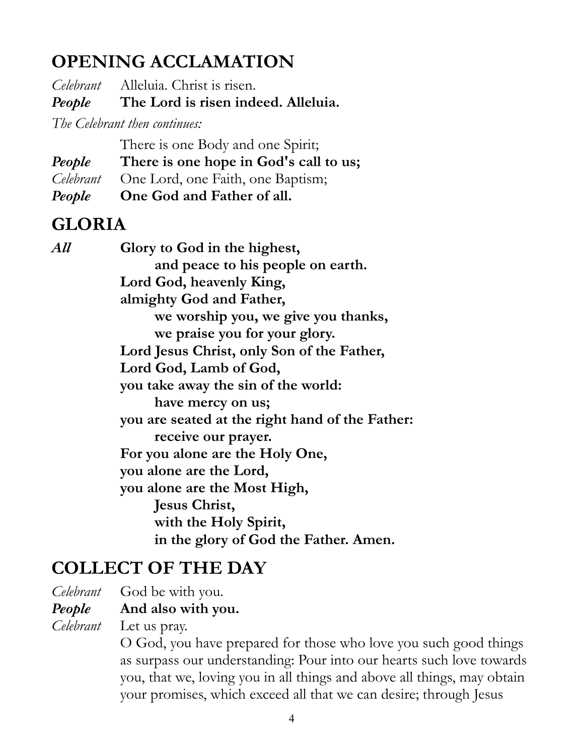## OPENING ACCLAMATION

*Celebrant* Alleluia. Christ is risen.
***People*** **The Lord is risen indeed. Alleluia.**

*The Celebrant then continues:*

There is one Body and one Spirit;
***People*** **There is one hope in God's call to us;**
*Celebrant* One Lord, one Faith, one Baptism;
***People*** **One God and Father of all.**

## GLORIA

***All*** **Glory to God in the highest,**
**and peace to his people on earth.**
**Lord God, heavenly King,**
**almighty God and Father,**
**we worship you, we give you thanks,**
**we praise you for your glory.**
**Lord Jesus Christ, only Son of the Father,**
**Lord God, Lamb of God,**
**you take away the sin of the world:**
**have mercy on us;**
**you are seated at the right hand of the Father:**
**receive our prayer.**
**For you alone are the Holy One,**
**you alone are the Lord,**
**you alone are the Most High,**
**Jesus Christ,**
**with the Holy Spirit,**
**in the glory of God the Father. Amen.**

## COLLECT OF THE DAY

*Celebrant* God be with you.
***People*** **And also with you.**
*Celebrant* Let us pray.
O God, you have prepared for those who love you such good things as surpass our understanding: Pour into our hearts such love towards you, that we, loving you in all things and above all things, may obtain your promises, which exceed all that we can desire; through Jesus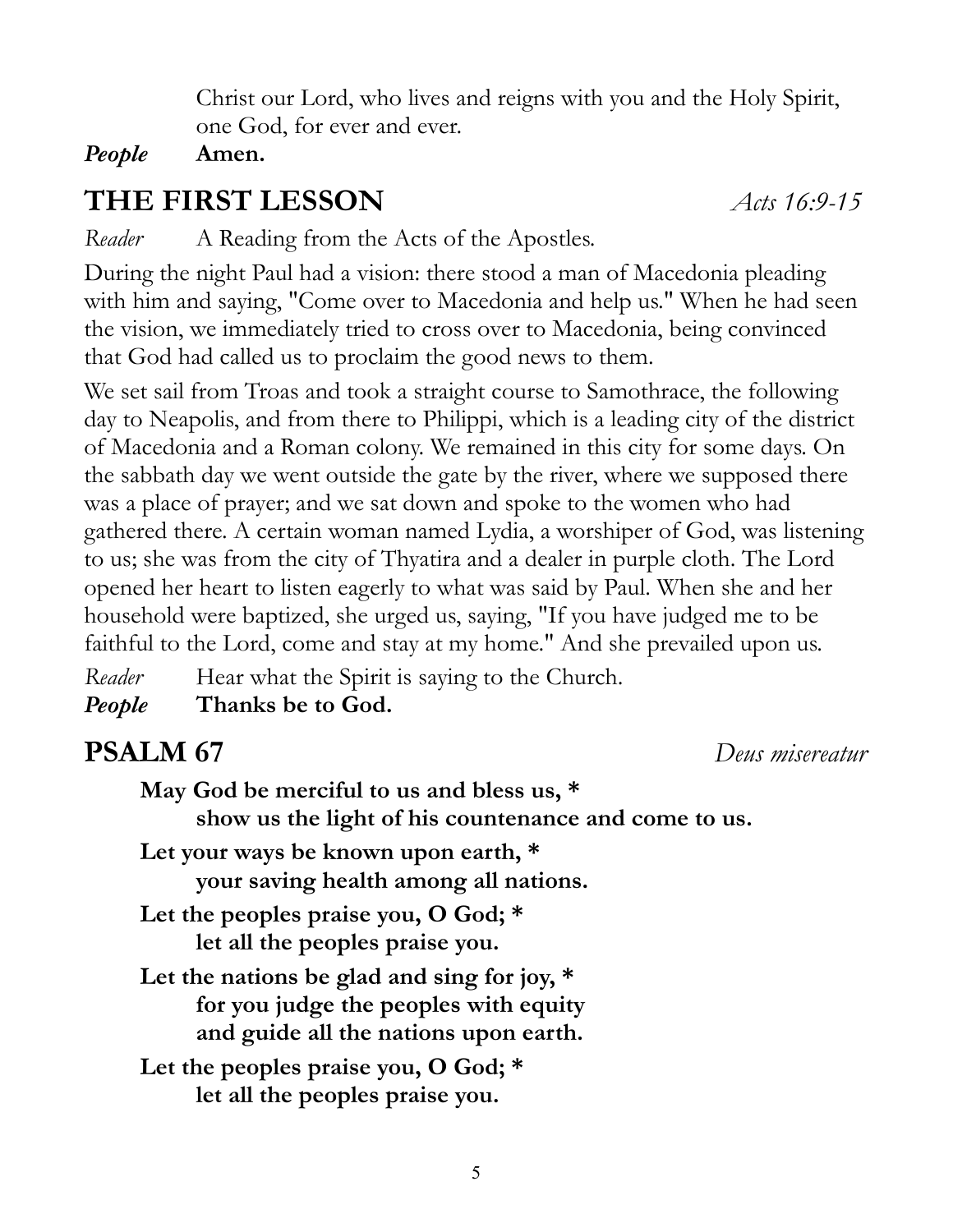Christ our Lord, who lives and reigns with you and the Holy Spirit, one God, for ever and ever.

*People* **Amen.**

## THE FIRST LESSON *Acts 16:9-15*

*Reader* A Reading from the Acts of the Apostles.

During the night Paul had a vision: there stood a man of Macedonia pleading with him and saying, "Come over to Macedonia and help us." When he had seen the vision, we immediately tried to cross over to Macedonia, being convinced that God had called us to proclaim the good news to them.

We set sail from Troas and took a straight course to Samothrace, the following day to Neapolis, and from there to Philippi, which is a leading city of the district of Macedonia and a Roman colony. We remained in this city for some days. On the sabbath day we went outside the gate by the river, where we supposed there was a place of prayer; and we sat down and spoke to the women who had gathered there. A certain woman named Lydia, a worshiper of God, was listening to us; she was from the city of Thyatira and a dealer in purple cloth. The Lord opened her heart to listen eagerly to what was said by Paul. When she and her household were baptized, she urged us, saying, "If you have judged me to be faithful to the Lord, come and stay at my home." And she prevailed upon us.

*Reader* Hear what the Spirit is saying to the Church.
*People* **Thanks be to God.**

## PSALM 67 *Deus misereatur*

**May God be merciful to us and bless us, \***
**show us the light of his countenance and come to us.**

**Let your ways be known upon earth, \***
**your saving health among all nations.**

**Let the peoples praise you, O God; \***
**let all the peoples praise you.**

**Let the nations be glad and sing for joy, \***
**for you judge the peoples with equity**
**and guide all the nations upon earth.**

**Let the peoples praise you, O God; \***
**let all the peoples praise you.**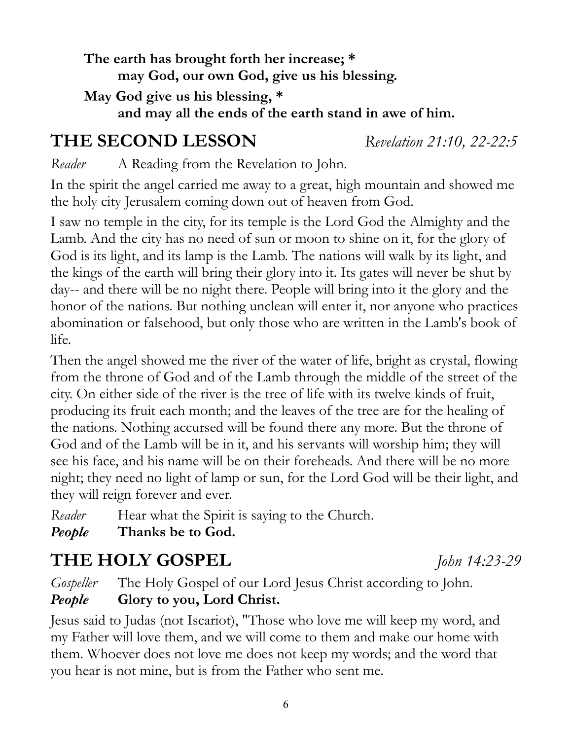**The earth has brought forth her increase; \***
**may God, our own God, give us his blessing.**

**May God give us his blessing, \***
**and may all the ends of the earth stand in awe of him.**

## THE SECOND LESSON *Revelation 21:10, 22-22:5*

*Reader* A Reading from the Revelation to John.

In the spirit the angel carried me away to a great, high mountain and showed me the holy city Jerusalem coming down out of heaven from God.

I saw no temple in the city, for its temple is the Lord God the Almighty and the Lamb. And the city has no need of sun or moon to shine on it, for the glory of God is its light, and its lamp is the Lamb. The nations will walk by its light, and the kings of the earth will bring their glory into it. Its gates will never be shut by day-- and there will be no night there. People will bring into it the glory and the honor of the nations. But nothing unclean will enter it, nor anyone who practices abomination or falsehood, but only those who are written in the Lamb's book of life.

Then the angel showed me the river of the water of life, bright as crystal, flowing from the throne of God and of the Lamb through the middle of the street of the city. On either side of the river is the tree of life with its twelve kinds of fruit, producing its fruit each month; and the leaves of the tree are for the healing of the nations. Nothing accursed will be found there any more. But the throne of God and of the Lamb will be in it, and his servants will worship him; they will see his face, and his name will be on their foreheads. And there will be no more night; they need no light of lamp or sun, for the Lord God will be their light, and they will reign forever and ever.

*Reader* Hear what the Spirit is saying to the Church.
***People*** **Thanks be to God.**

## THE HOLY GOSPEL *John 14:23-29*

*Gospeller* The Holy Gospel of our Lord Jesus Christ according to John.
***People*** **Glory to you, Lord Christ.**

Jesus said to Judas (not Iscariot), "Those who love me will keep my word, and my Father will love them, and we will come to them and make our home with them. Whoever does not love me does not keep my words; and the word that you hear is not mine, but is from the Father who sent me.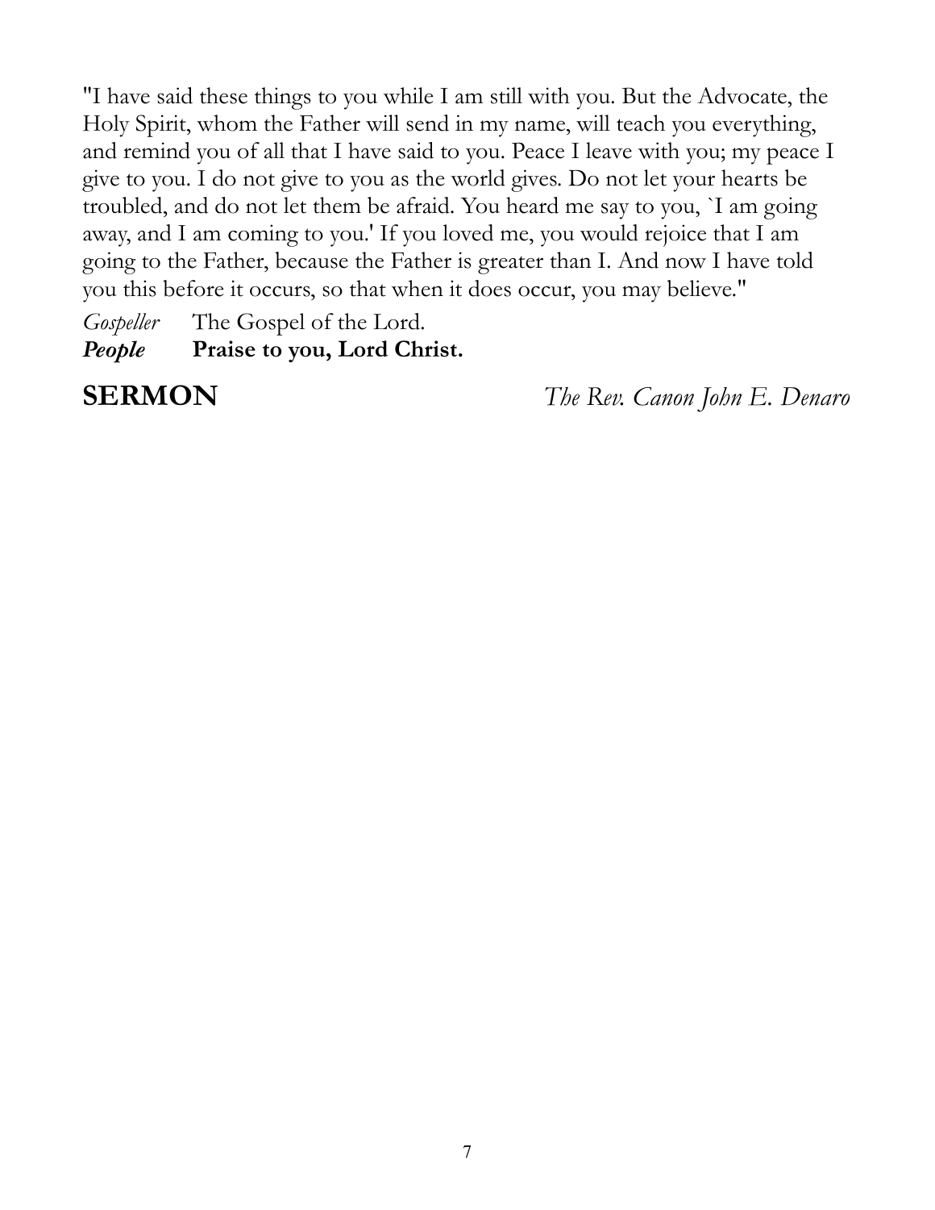"I have said these things to you while I am still with you. But the Advocate, the Holy Spirit, whom the Father will send in my name, will teach you everything, and remind you of all that I have said to you. Peace I leave with you; my peace I give to you. I do not give to you as the world gives. Do not let your hearts be troubled, and do not let them be afraid. You heard me say to you, `I am going away, and I am coming to you.' If you loved me, you would rejoice that I am going to the Father, because the Father is greater than I. And now I have told you this before it occurs, so that when it does occur, you may believe."

*Gospeller* The Gospel of the Lord.
***People*** **Praise to you, Lord Christ.**

## SERMON *The Rev. Canon John E. Denaro*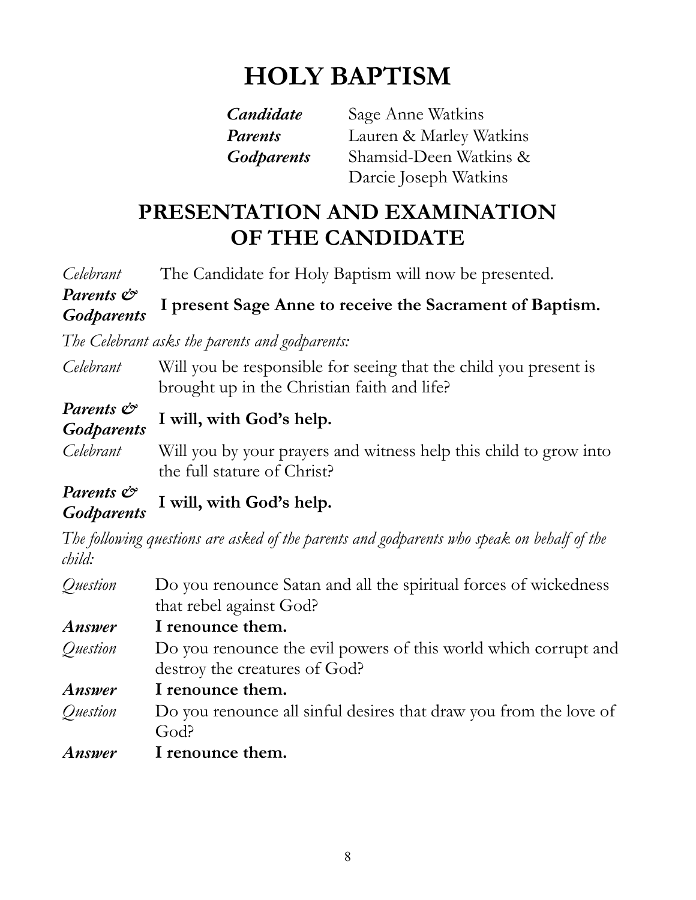# HOLY BAPTISM

***Candidate*** Sage Anne Watkins
***Parents*** Lauren & Marley Watkins
***Godparents*** Shamsid-Deen Watkins & Darcie Joseph Watkins

## PRESENTATION AND EXAMINATION OF THE CANDIDATE

*Celebrant* The Candidate for Holy Baptism will now be presented.

***Parents & Godparents*** **I present Sage Anne to receive the Sacrament of Baptism.**

*The Celebrant asks the parents and godparents:*

*Celebrant* Will you be responsible for seeing that the child you present is brought up in the Christian faith and life?

***Parents & Godparents*** **I will, with God's help.**

*Celebrant* Will you by your prayers and witness help this child to grow into the full stature of Christ?

***Parents & Godparents*** **I will, with God's help.**

*The following questions are asked of the parents and godparents who speak on behalf of the child:*

*Question* Do you renounce Satan and all the spiritual forces of wickedness that rebel against God?

***Answer*** **I renounce them.**

*Question* Do you renounce the evil powers of this world which corrupt and destroy the creatures of God?

***Answer*** **I renounce them.**

*Question* Do you renounce all sinful desires that draw you from the love of God?

***Answer*** **I renounce them.**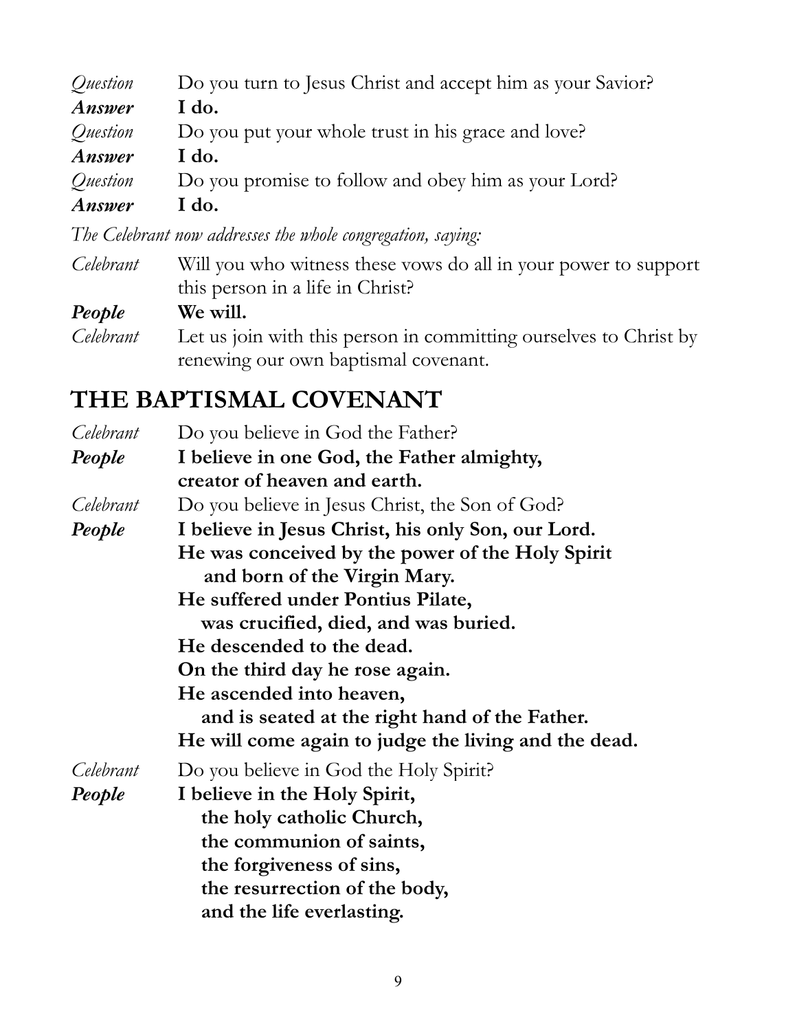*Question* Do you turn to Jesus Christ and accept him as your Savior?
***Answer*** **I do.**
*Question* Do you put your whole trust in his grace and love?
***Answer*** **I do.**
*Question* Do you promise to follow and obey him as your Lord?
***Answer*** **I do.**

*The Celebrant now addresses the whole congregation, saying:*

*Celebrant* Will you who witness these vows do all in your power to support this person in a life in Christ?
***People*** **We will.**
*Celebrant* Let us join with this person in committing ourselves to Christ by renewing our own baptismal covenant.

## THE BAPTISMAL COVENANT

*Celebrant* Do you believe in God the Father?
***People*** **I believe in one God, the Father almighty,**
**creator of heaven and earth.**
*Celebrant* Do you believe in Jesus Christ, the Son of God?
***People*** **I believe in Jesus Christ, his only Son, our Lord.**
**He was conceived by the power of the Holy Spirit**
**and born of the Virgin Mary.**
**He suffered under Pontius Pilate,**
**was crucified, died, and was buried.**
**He descended to the dead.**
**On the third day he rose again.**
**He ascended into heaven,**
**and is seated at the right hand of the Father.**
**He will come again to judge the living and the dead.**
*Celebrant* Do you believe in God the Holy Spirit?
***People*** **I believe in the Holy Spirit,**
**the holy catholic Church,**
**the communion of saints,**
**the forgiveness of sins,**
**the resurrection of the body,**
**and the life everlasting.**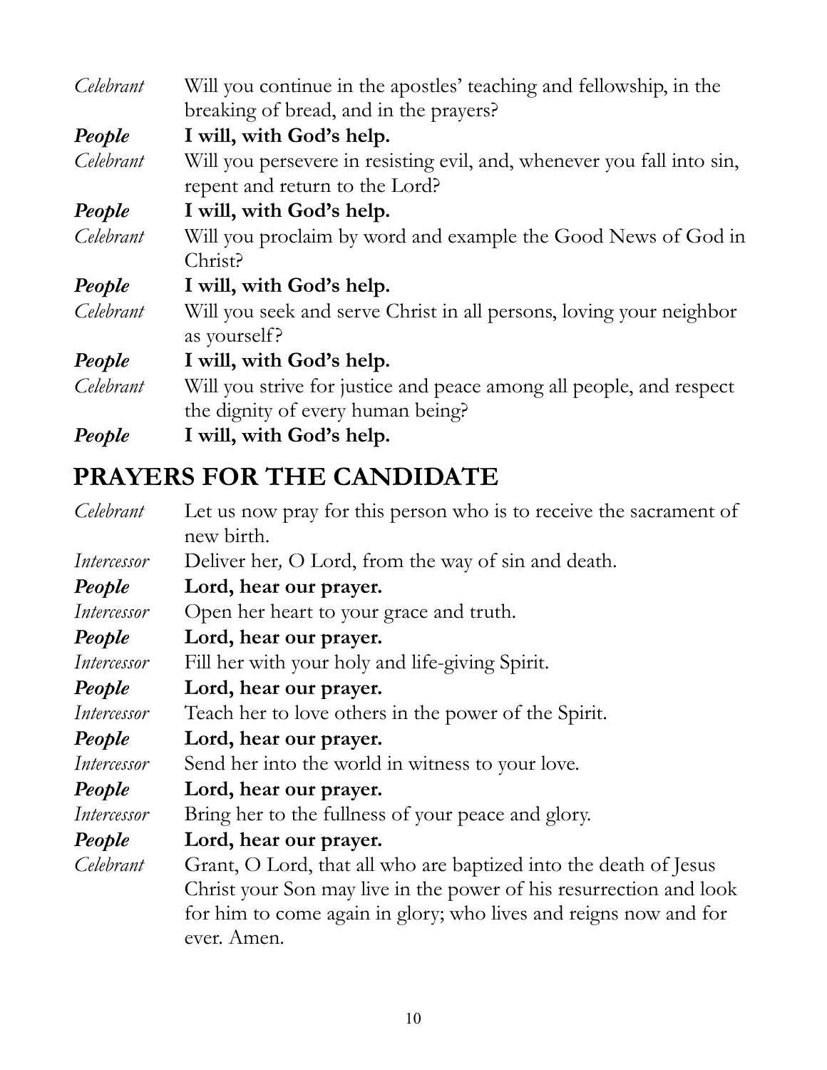*Celebrant* Will you continue in the apostles' teaching and fellowship, in the breaking of bread, and in the prayers?

***People*** **I will, with God's help.**

*Celebrant* Will you persevere in resisting evil, and, whenever you fall into sin, repent and return to the Lord?

***People*** **I will, with God's help.**

*Celebrant* Will you proclaim by word and example the Good News of God in Christ?

***People*** **I will, with God's help.**

*Celebrant* Will you seek and serve Christ in all persons, loving your neighbor as yourself?

***People*** **I will, with God's help.**

*Celebrant* Will you strive for justice and peace among all people, and respect the dignity of every human being?

***People*** **I will, with God's help.**

## PRAYERS FOR THE CANDIDATE

*Celebrant* Let us now pray for this person who is to receive the sacrament of new birth.

*Intercessor* Deliver her*,* O Lord, from the way of sin and death.

***People*** **Lord, hear our prayer.**

*Intercessor* Open her heart to your grace and truth.

***People*** **Lord, hear our prayer.**

*Intercessor* Fill her with your holy and life-giving Spirit.

***People*** **Lord, hear our prayer.**

*Intercessor* Teach her to love others in the power of the Spirit.

***People*** **Lord, hear our prayer.**

*Intercessor* Send her into the world in witness to your love.

***People*** **Lord, hear our prayer.**

*Intercessor* Bring her to the fullness of your peace and glory.

***People*** **Lord, hear our prayer.**

*Celebrant* Grant, O Lord, that all who are baptized into the death of Jesus Christ your Son may live in the power of his resurrection and look for him to come again in glory; who lives and reigns now and for ever. Amen.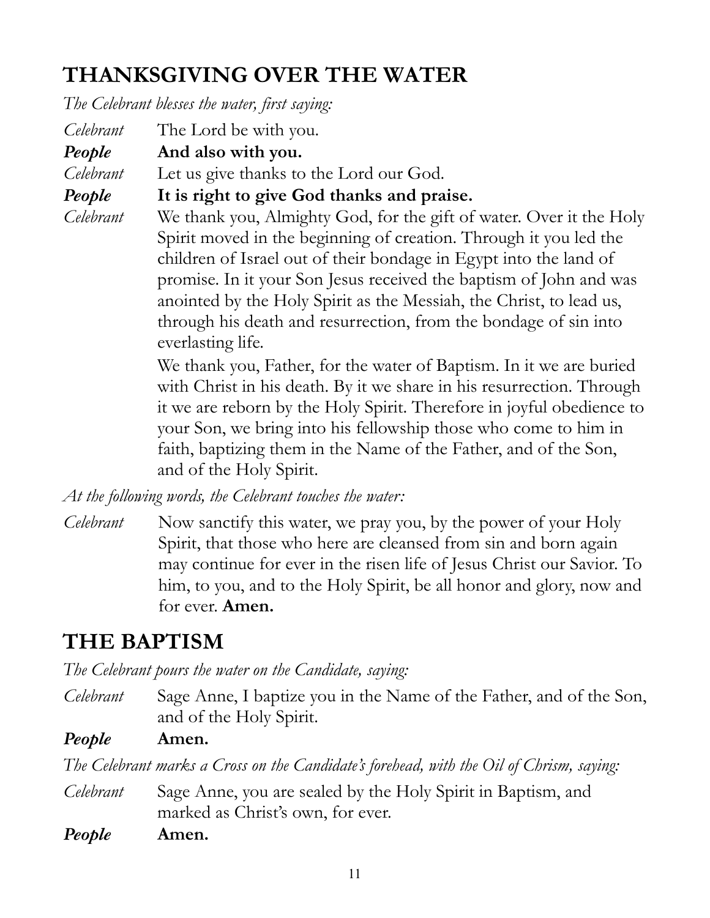## THANKSGIVING OVER THE WATER

*The Celebrant blesses the water, first saying:*

*Celebrant* The Lord be with you.

***People*** **And also with you.**

*Celebrant* Let us give thanks to the Lord our God.

***People*** **It is right to give God thanks and praise.**

*Celebrant* We thank you, Almighty God, for the gift of water. Over it the Holy Spirit moved in the beginning of creation. Through it you led the children of Israel out of their bondage in Egypt into the land of promise. In it your Son Jesus received the baptism of John and was anointed by the Holy Spirit as the Messiah, the Christ, to lead us, through his death and resurrection, from the bondage of sin into everlasting life.

We thank you, Father, for the water of Baptism. In it we are buried with Christ in his death. By it we share in his resurrection. Through it we are reborn by the Holy Spirit. Therefore in joyful obedience to your Son, we bring into his fellowship those who come to him in faith, baptizing them in the Name of the Father, and of the Son, and of the Holy Spirit.

*At the following words, the Celebrant touches the water:*

*Celebrant* Now sanctify this water, we pray you, by the power of your Holy Spirit, that those who here are cleansed from sin and born again may continue for ever in the risen life of Jesus Christ our Savior. To him, to you, and to the Holy Spirit, be all honor and glory, now and for ever. **Amen.**

## THE BAPTISM

*The Celebrant pours the water on the Candidate, saying:*

*Celebrant* Sage Anne, I baptize you in the Name of the Father, and of the Son, and of the Holy Spirit.

***People*** **Amen.**

*The Celebrant marks a Cross on the Candidate's forehead, with the Oil of Chrism, saying:*

*Celebrant* Sage Anne, you are sealed by the Holy Spirit in Baptism, and marked as Christ's own, for ever.

***People*** **Amen.**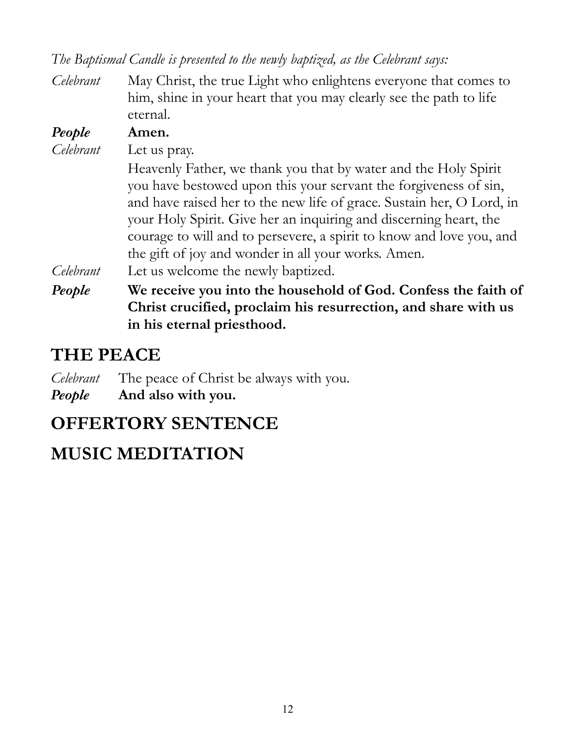*The Baptismal Candle is presented to the newly baptized, as the Celebrant says:*

*Celebrant* May Christ, the true Light who enlightens everyone that comes to him, shine in your heart that you may clearly see the path to life eternal.

***People*** **Amen.**

*Celebrant* Let us pray.

Heavenly Father, we thank you that by water and the Holy Spirit you have bestowed upon this your servant the forgiveness of sin, and have raised her to the new life of grace. Sustain her, O Lord, in your Holy Spirit. Give her an inquiring and discerning heart, the courage to will and to persevere, a spirit to know and love you, and the gift of joy and wonder in all your works. Amen.

*Celebrant* Let us welcome the newly baptized.

***People*** **We receive you into the household of God. Confess the faith of Christ crucified, proclaim his resurrection, and share with us in his eternal priesthood.**

## THE PEACE

*Celebrant* The peace of Christ be always with you.

***People*** **And also with you.**

## OFFERTORY SENTENCE

## MUSIC MEDITATION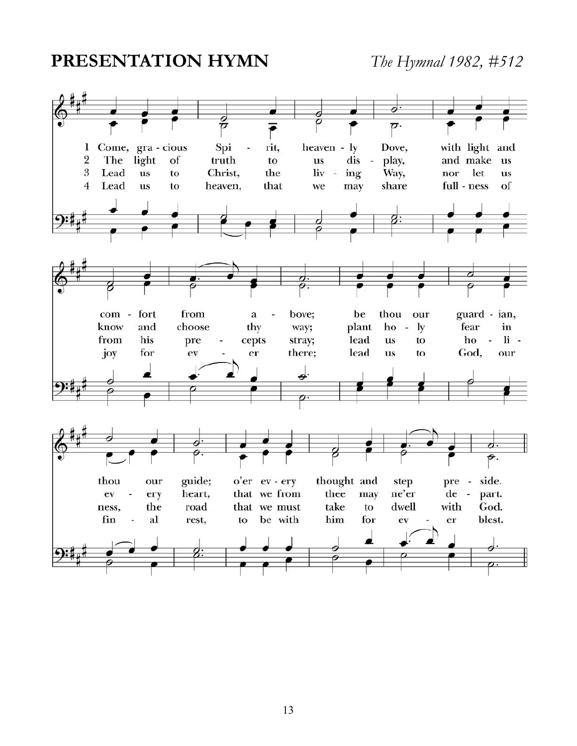## PRESENTATION HYMN

*The Hymnal 1982, #512*

1 Come, gracious Spirit, heavenly Dove, with light and comfort from above; be thou our guardian, thou our guide; o'er every thought and step preside.

2 The light of truth to us display, and make us know and choose thy way; plant holy fear in every heart, that we from thee may ne'er depart.

3 Lead us to Christ, the living Way, nor let us from his precepts stray; lead us to holiness, the road that we must take to dwell with God.

4 Lead us to heaven, that we may share fullness of joy for ever there; lead us to God, our final rest, to be with him for ever blest.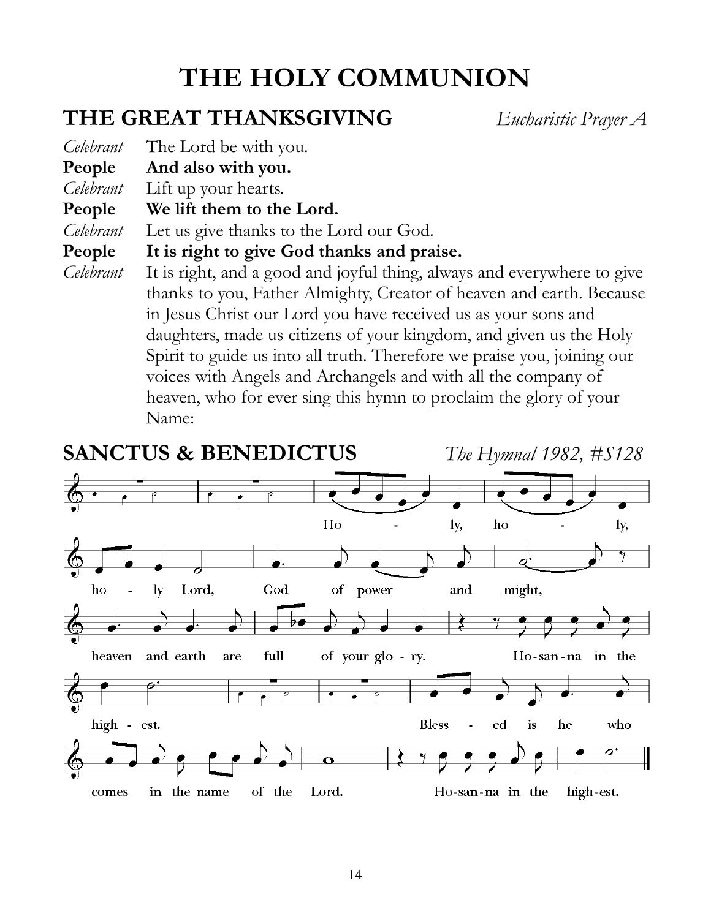# THE HOLY COMMUNION

## THE GREAT THANKSGIVING *Eucharistic Prayer A*

*Celebrant* The Lord be with you.
**People And also with you.**
*Celebrant* Lift up your hearts.
**People We lift them to the Lord.**
*Celebrant* Let us give thanks to the Lord our God.
**People It is right to give God thanks and praise.**
*Celebrant* It is right, and a good and joyful thing, always and everywhere to give thanks to you, Father Almighty, Creator of heaven and earth. Because in Jesus Christ our Lord you have received us as your sons and daughters, made us citizens of your kingdom, and given us the Holy Spirit to guide us into all truth. Therefore we praise you, joining our voices with Angels and Archangels and with all the company of heaven, who for ever sing this hymn to proclaim the glory of your Name:

## SANCTUS & BENEDICTUS *The Hymnal 1982, #S128*

Ho - ly, ho - ly, ho - ly Lord, God of power and might, heaven and earth are full of your glo - ry. Ho-san-na in the high - est. Bless - ed is he who comes in the name of the Lord. Ho-san-na in the high-est.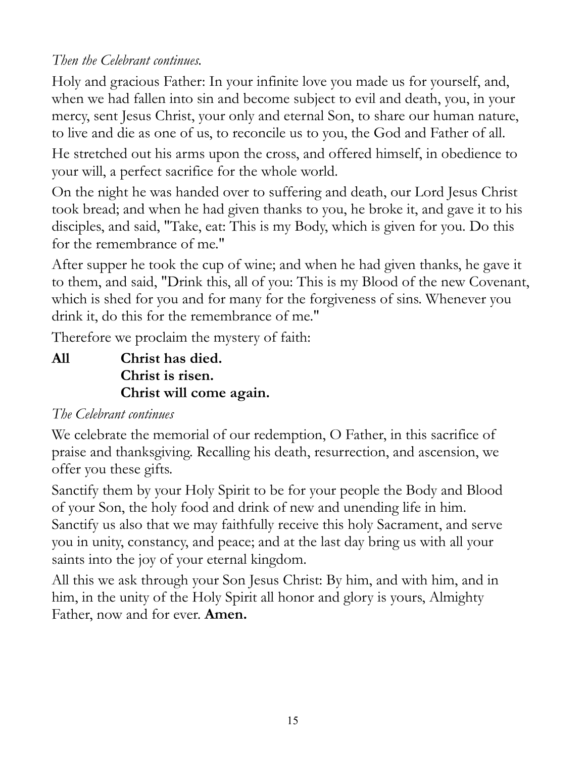*Then the Celebrant continues.*

Holy and gracious Father: In your infinite love you made us for yourself, and, when we had fallen into sin and become subject to evil and death, you, in your mercy, sent Jesus Christ, your only and eternal Son, to share our human nature, to live and die as one of us, to reconcile us to you, the God and Father of all.

He stretched out his arms upon the cross, and offered himself, in obedience to your will, a perfect sacrifice for the whole world.

On the night he was handed over to suffering and death, our Lord Jesus Christ took bread; and when he had given thanks to you, he broke it, and gave it to his disciples, and said, "Take, eat: This is my Body, which is given for you. Do this for the remembrance of me."

After supper he took the cup of wine; and when he had given thanks, he gave it to them, and said, "Drink this, all of you: This is my Blood of the new Covenant, which is shed for you and for many for the forgiveness of sins. Whenever you drink it, do this for the remembrance of me."

Therefore we proclaim the mystery of faith:

**All** **Christ has died.**
**Christ is risen.**
**Christ will come again.**

*The Celebrant continues*

We celebrate the memorial of our redemption, O Father, in this sacrifice of praise and thanksgiving. Recalling his death, resurrection, and ascension, we offer you these gifts.

Sanctify them by your Holy Spirit to be for your people the Body and Blood of your Son, the holy food and drink of new and unending life in him. Sanctify us also that we may faithfully receive this holy Sacrament, and serve you in unity, constancy, and peace; and at the last day bring us with all your saints into the joy of your eternal kingdom.

All this we ask through your Son Jesus Christ: By him, and with him, and in him, in the unity of the Holy Spirit all honor and glory is yours, Almighty Father, now and for ever. **Amen.**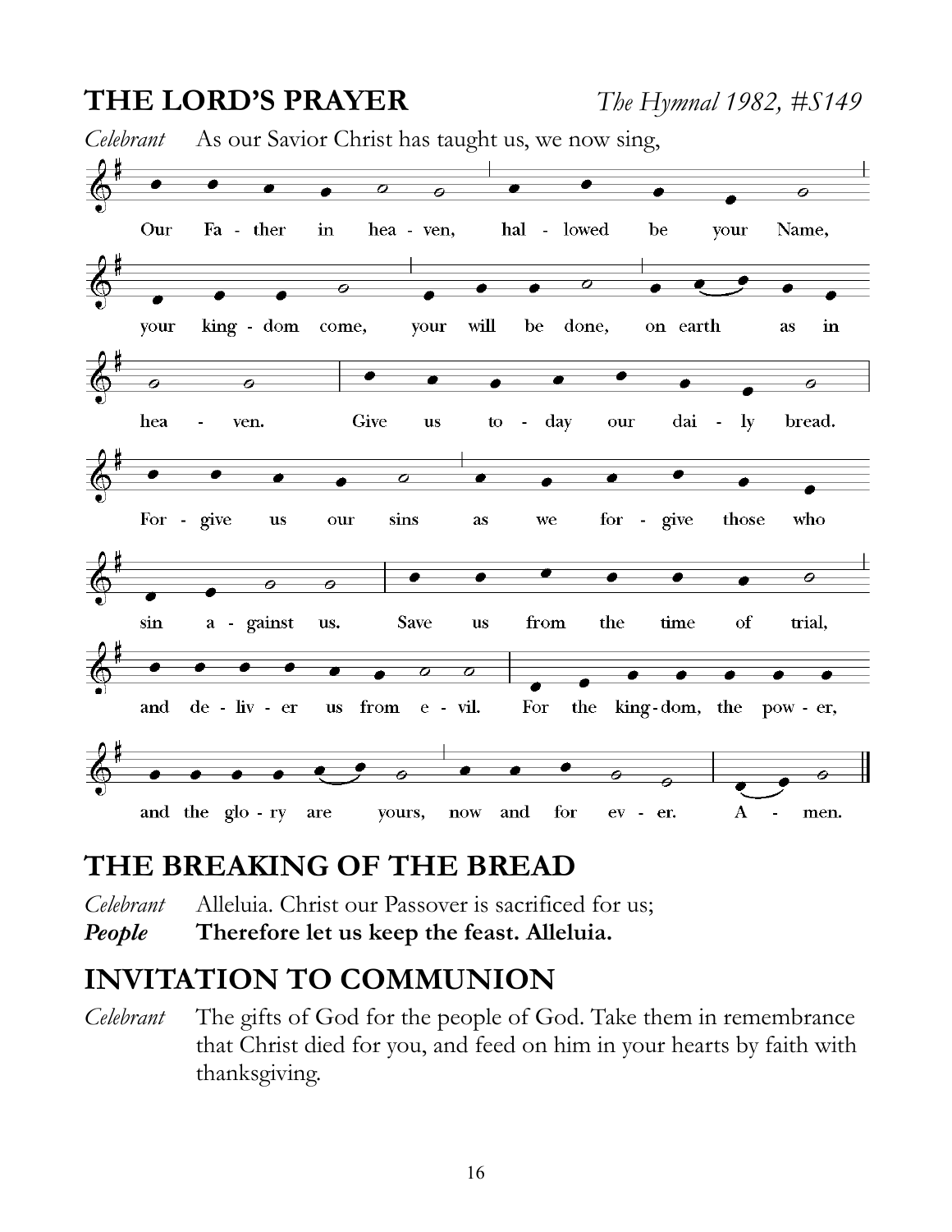## THE LORD'S PRAYER

*The Hymnal 1982, #S149*

*Celebrant* As our Savior Christ has taught us, we now sing,

Our Fa - ther in hea - ven, hal - lowed be your Name,
your king - dom come, your will be done, on earth as in
hea - ven. Give us to - day our dai - ly bread.
For - give us our sins as we for - give those who
sin a - gainst us. Save us from the time of trial,
and de - liv - er us from e - vil. For the king - dom, the pow - er,
and the glo - ry are yours, now and for ev - er. A - men.

## THE BREAKING OF THE BREAD

*Celebrant* Alleluia. Christ our Passover is sacrificed for us;
***People*** **Therefore let us keep the feast. Alleluia.**

## INVITATION TO COMMUNION

*Celebrant* The gifts of God for the people of God. Take them in remembrance that Christ died for you, and feed on him in your hearts by faith with thanksgiving.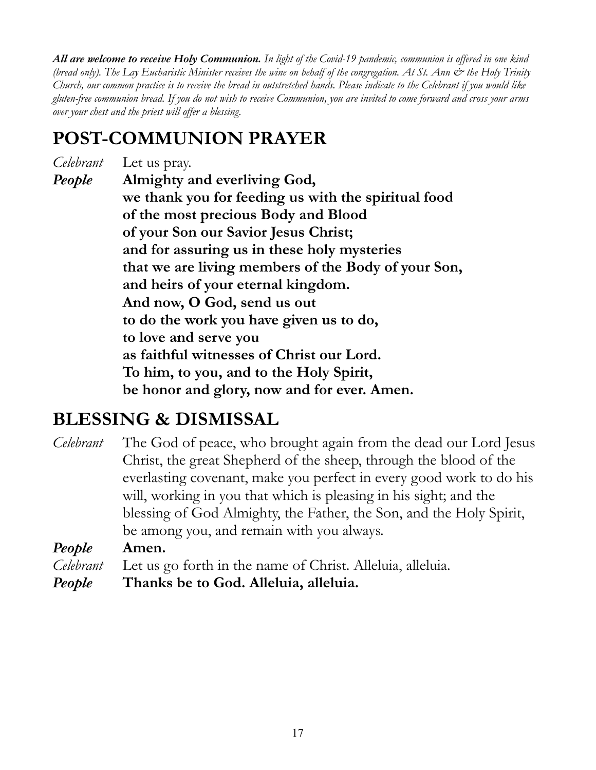***All are welcome to receive Holy Communion.*** *In light of the Covid-19 pandemic, communion is offered in one kind (bread only). The Lay Eucharistic Minister receives the wine on behalf of the congregation. At St. Ann & the Holy Trinity Church, our common practice is to receive the bread in outstretched hands. Please indicate to the Celebrant if you would like gluten-free communion bread. If you do not wish to receive Communion, you are invited to come forward and cross your arms over your chest and the priest will offer a blessing.*

## POST-COMMUNION PRAYER

*Celebrant* Let us pray.

***People*** **Almighty and everliving God,**
**we thank you for feeding us with the spiritual food**
**of the most precious Body and Blood**
**of your Son our Savior Jesus Christ;**
**and for assuring us in these holy mysteries**
**that we are living members of the Body of your Son,**
**and heirs of your eternal kingdom.**
**And now, O God, send us out**
**to do the work you have given us to do,**
**to love and serve you**
**as faithful witnesses of Christ our Lord.**
**To him, to you, and to the Holy Spirit,**
**be honor and glory, now and for ever. Amen.**

## BLESSING & DISMISSAL

*Celebrant* The God of peace, who brought again from the dead our Lord Jesus Christ, the great Shepherd of the sheep, through the blood of the everlasting covenant, make you perfect in every good work to do his will, working in you that which is pleasing in his sight; and the blessing of God Almighty, the Father, the Son, and the Holy Spirit, be among you, and remain with you always.

***People*** **Amen.**

*Celebrant* Let us go forth in the name of Christ. Alleluia, alleluia.

***People*** **Thanks be to God. Alleluia, alleluia.**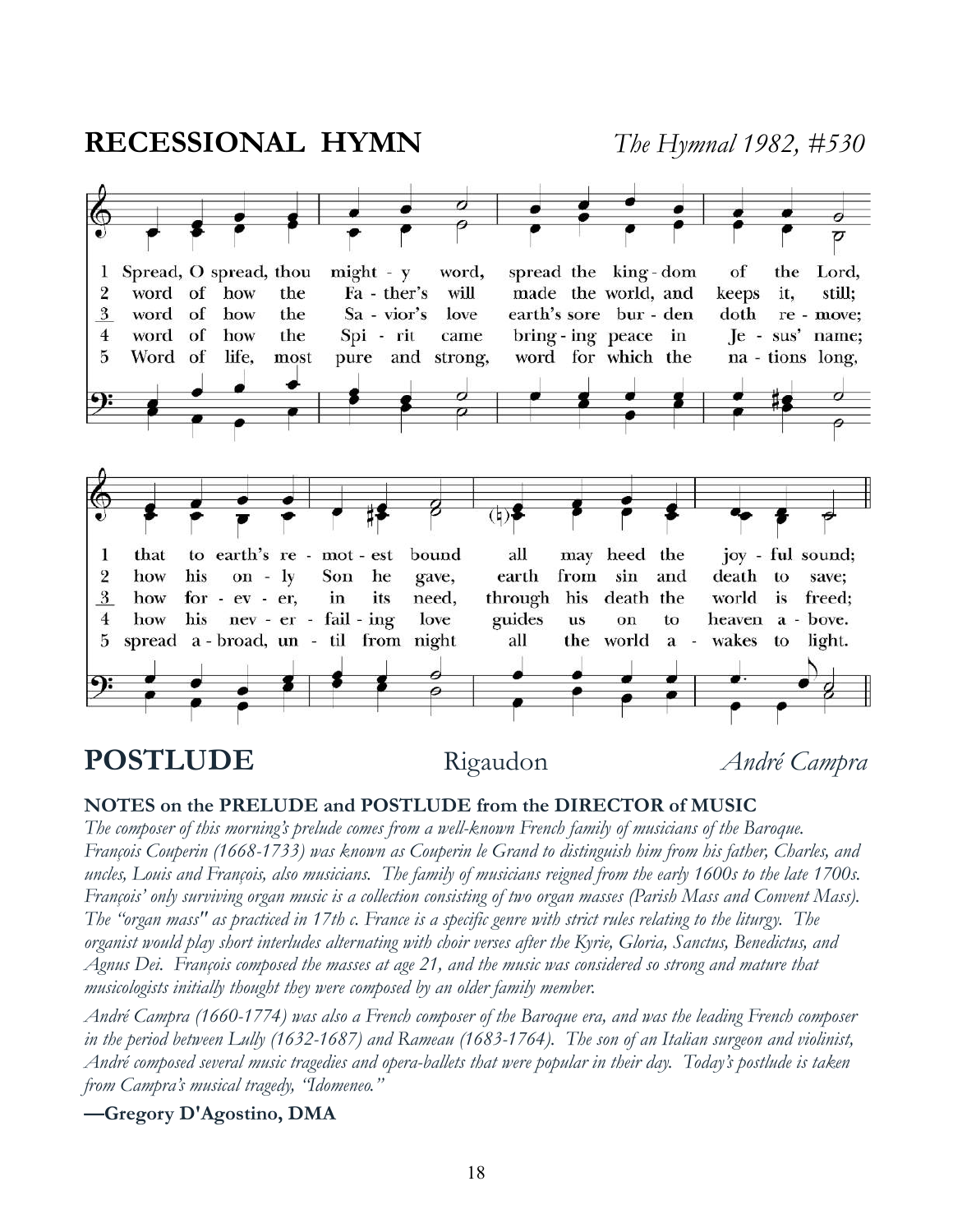## RECESSIONAL HYMN

*The Hymnal 1982, #530*

1 Spread, O spread, thou might - y word, spread the king - dom of the Lord,
that to earth's re - mot - est bound all may heed the joy - ful sound;

2 word of how the Fa - ther's will made the world, and keeps it, still;
how his on - ly Son he gave, earth from sin and death to save;

3 word of how the Sa - vior's love earth's sore bur - den doth re - move;
how for - ev - er, in its need, through his death the world is freed;

4 word of how the Spi - rit came bring - ing peace in Je - sus' name;
how his nev - er - fail - ing love guides us on to heaven a - bove.

5 Word of life, most pure and strong, word for which the na - tions long,
spread a - broad, un - til from night all the world a - wakes to light.

## POSTLUDE

Rigaudon *André Campra*

**NOTES on the PRELUDE and POSTLUDE from the DIRECTOR of MUSIC**

*The composer of this morning's prelude comes from a well-known French family of musicians of the Baroque. François Couperin (1668-1733) was known as Couperin le Grand to distinguish him from his father, Charles, and uncles, Louis and François, also musicians. The family of musicians reigned from the early 1600s to the late 1700s. François' only surviving organ music is a collection consisting of two organ masses (Parish Mass and Convent Mass). The "organ mass" as practiced in 17th c. France is a specific genre with strict rules relating to the liturgy. The organist would play short interludes alternating with choir verses after the Kyrie, Gloria, Sanctus, Benedictus, and Agnus Dei. François composed the masses at age 21, and the music was considered so strong and mature that musicologists initially thought they were composed by an older family member.*

*André Campra (1660-1774) was also a French composer of the Baroque era, and was the leading French composer in the period between Lully (1632-1687) and Rameau (1683-1764). The son of an Italian surgeon and violinist, André composed several music tragedies and opera-ballets that were popular in their day. Today's postlude is taken from Campra's musical tragedy, "Idomeneo."*

**—Gregory D'Agostino, DMA**